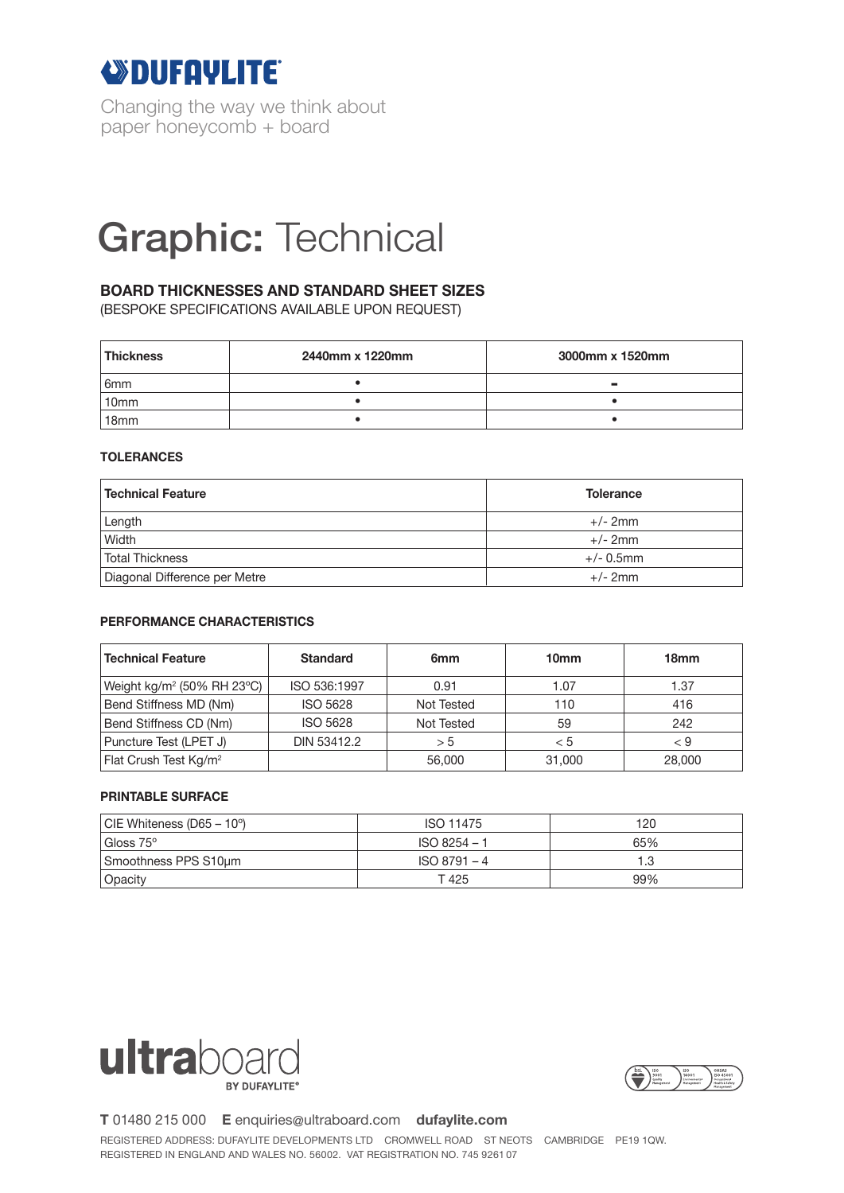# DUFAYLITE

Changing the way we think about paper honeycomb + board

# Graphic: Technical

## BOARD THICKNESSES AND STANDARD SHEET SIZES

(BESPOKE SPECIFICATIONS AVAILABLE UPON REQUEST)

| Thickness | 2440mm x 1220mm | 3000mm x 1520mm |
|---|---|---|
| 6mm | • | - |
| 10mm | • | • |
| 18mm | • | • |

### TOLERANCES

| Technical Feature | Tolerance |
|---|---|
| Length | +/- 2mm |
| Width | +/- 2mm |
| Total Thickness | +/- 0.5mm |
| Diagonal Difference per Metre | +/- 2mm |

### PERFORMANCE CHARACTERISTICS

| Technical Feature | Standard | 6mm | 10mm | 18mm |
|---|---|---|---|---|
| Weight kg/m² (50% RH 23°C) | ISO 536:1997 | 0.91 | 1.07 | 1.37 |
| Bend Stiffness MD (Nm) | ISO 5628 | Not Tested | 110 | 416 |
| Bend Stiffness CD (Nm) | ISO 5628 | Not Tested | 59 | 242 |
| Puncture Test (LPET J) | DIN 53412.2 | > 5 | < 5 | < 9 |
| Flat Crush Test Kg/m² | | 56,000 | 31,000 | 28,000 |

### PRINTABLE SURFACE

| | | |
|---|---|---|
| CIE Whiteness (D65 – 10º) | ISO 11475 | 120 |
| Gloss 75° | ISO 8254 – 1 | 65% |
| Smoothness PPS S10µm | ISO 8791 – 4 | 1.3 |
| Opacity | T 425 | 99% |

ultraboard BY DUFAYLITE®

**T** 01480 215 000 **E** enquiries@ultraboard.com **dufaylite.com**

REGISTERED ADDRESS: DUFAYLITE DEVELOPMENTS LTD CROMWELL ROAD ST NEOTS CAMBRIDGE PE19 1QW.
REGISTERED IN ENGLAND AND WALES NO. 56002. VAT REGISTRATION NO. 745 9261 07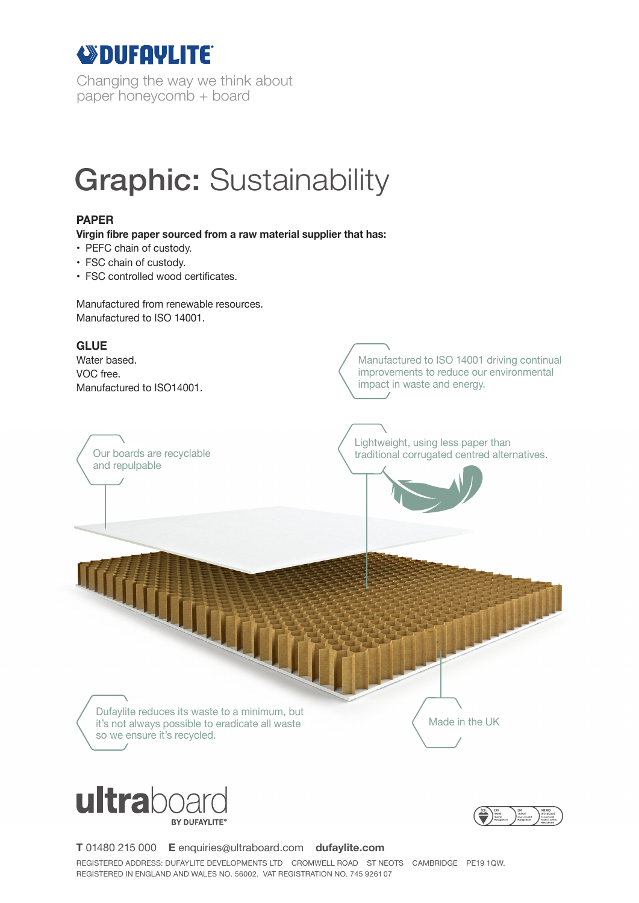DUFAYLITE

Changing the way we think about paper honeycomb + board

# Graphic: Sustainability

### PAPER

**Virgin fibre paper sourced from a raw material supplier that has:**

- PEFC chain of custody.
- FSC chain of custody.
- FSC controlled wood certificates.

Manufactured from renewable resources.
Manufactured to ISO 14001.

### GLUE

Water based.
VOC free.
Manufactured to ISO14001.

Manufactured to ISO 14001 driving continual improvements to reduce our environmental impact in waste and energy.

Our boards are recyclable and repulpable

Lightweight, using less paper than traditional corrugated centred alternatives.

Dufaylite reduces its waste to a minimum, but it's not always possible to eradicate all waste so we ensure it's recycled.

Made in the UK

ultraboard BY DUFAYLITE®

**T** 01480 215 000 **E** enquiries@ultraboard.com **dufaylite.com**

REGISTERED ADDRESS: DUFAYLITE DEVELOPMENTS LTD CROMWELL ROAD ST NEOTS CAMBRIDGE PE19 1QW.
REGISTERED IN ENGLAND AND WALES NO. 56002. VAT REGISTRATION NO. 745 9261 07